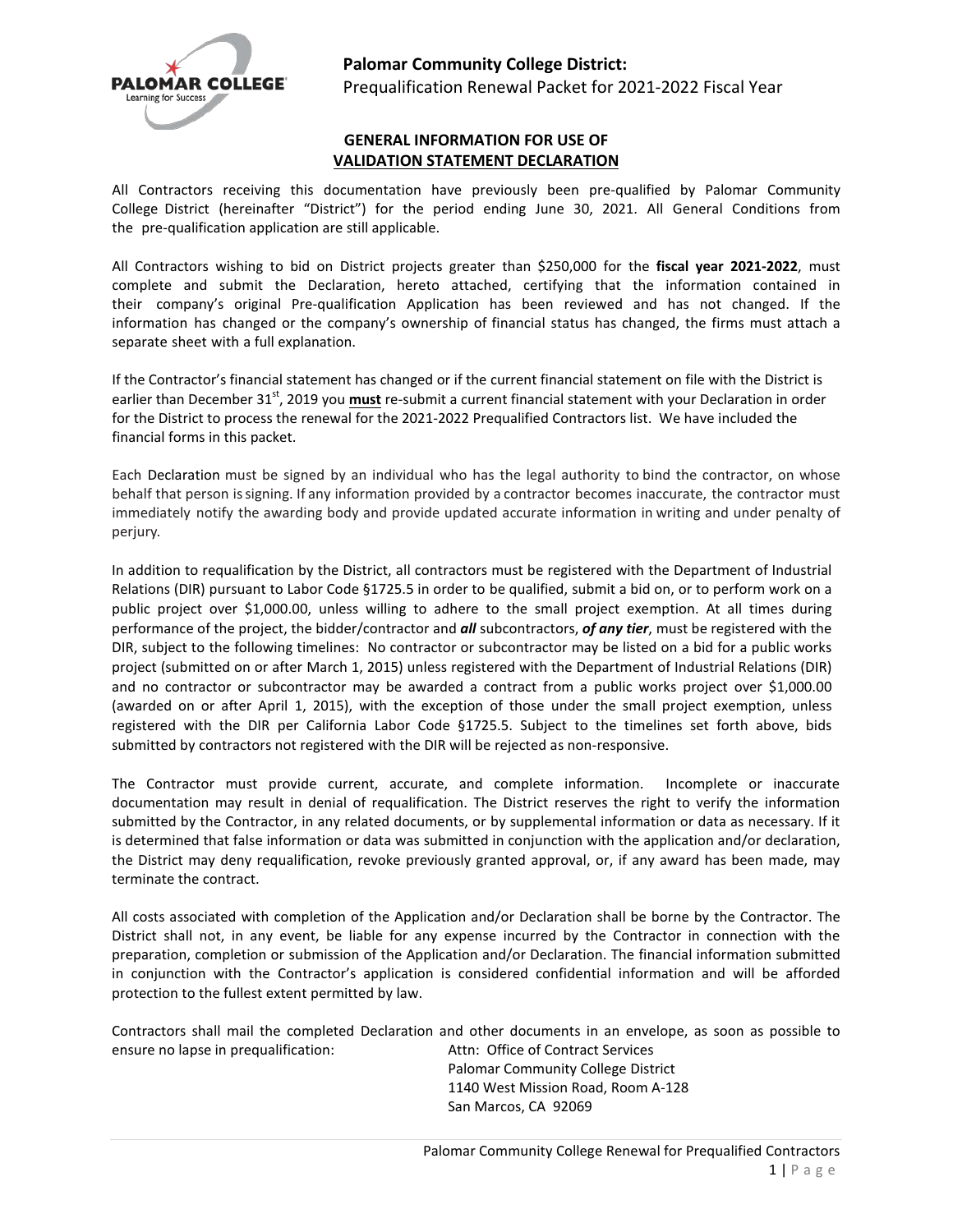**Palomar Community College District:**
Prequalification Renewal Packet for 2021-2022 Fiscal Year

## GENERAL INFORMATION FOR USE OF VALIDATION STATEMENT DECLARATION

All Contractors receiving this documentation have previously been pre-qualified by Palomar Community College District (hereinafter "District") for the period ending June 30, 2021. All General Conditions from the pre-qualification application are still applicable.

All Contractors wishing to bid on District projects greater than $250,000 for the **fiscal year 2021-2022**, must complete and submit the Declaration, hereto attached, certifying that the information contained in their company's original Pre-qualification Application has been reviewed and has not changed. If the information has changed or the company's ownership of financial status has changed, the firms must attach a separate sheet with a full explanation.

If the Contractor's financial statement has changed or if the current financial statement on file with the District is earlier than December 31st, 2019 you **must** re-submit a current financial statement with your Declaration in order for the District to process the renewal for the 2021-2022 Prequalified Contractors list. We have included the financial forms in this packet.

Each Declaration must be signed by an individual who has the legal authority to bind the contractor, on whose behalf that person is signing. If any information provided by a contractor becomes inaccurate, the contractor must immediately notify the awarding body and provide updated accurate information in writing and under penalty of perjury.

In addition to requalification by the District, all contractors must be registered with the Department of Industrial Relations (DIR) pursuant to Labor Code §1725.5 in order to be qualified, submit a bid on, or to perform work on a public project over $1,000.00, unless willing to adhere to the small project exemption. At all times during performance of the project, the bidder/contractor and ***all*** subcontractors, ***of any tier***, must be registered with the DIR, subject to the following timelines: No contractor or subcontractor may be listed on a bid for a public works project (submitted on or after March 1, 2015) unless registered with the Department of Industrial Relations (DIR) and no contractor or subcontractor may be awarded a contract from a public works project over $1,000.00 (awarded on or after April 1, 2015), with the exception of those under the small project exemption, unless registered with the DIR per California Labor Code §1725.5. Subject to the timelines set forth above, bids submitted by contractors not registered with the DIR will be rejected as non-responsive.

The Contractor must provide current, accurate, and complete information. Incomplete or inaccurate documentation may result in denial of requalification. The District reserves the right to verify the information submitted by the Contractor, in any related documents, or by supplemental information or data as necessary. If it is determined that false information or data was submitted in conjunction with the application and/or declaration, the District may deny requalification, revoke previously granted approval, or, if any award has been made, may terminate the contract.

All costs associated with completion of the Application and/or Declaration shall be borne by the Contractor. The District shall not, in any event, be liable for any expense incurred by the Contractor in connection with the preparation, completion or submission of the Application and/or Declaration. The financial information submitted in conjunction with the Contractor's application is considered confidential information and will be afforded protection to the fullest extent permitted by law.

Contractors shall mail the completed Declaration and other documents in an envelope, as soon as possible to ensure no lapse in prequalification:

Attn: Office of Contract Services
Palomar Community College District
1140 West Mission Road, Room A-128
San Marcos, CA 92069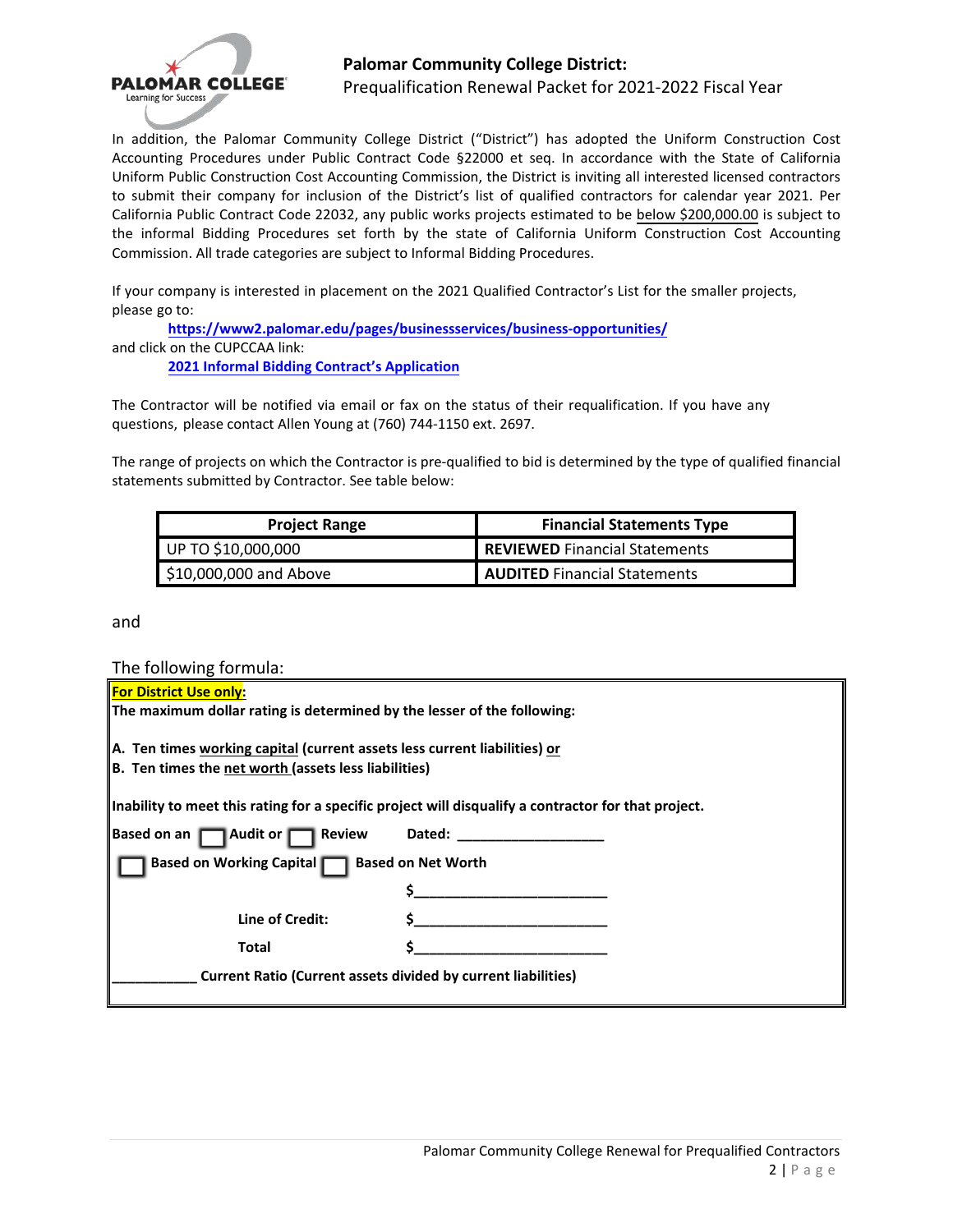In addition, the Palomar Community College District ("District") has adopted the Uniform Construction Cost Accounting Procedures under Public Contract Code §22000 et seq. In accordance with the State of California Uniform Public Construction Cost Accounting Commission, the District is inviting all interested licensed contractors to submit their company for inclusion of the District's list of qualified contractors for calendar year 2021. Per California Public Contract Code 22032, any public works projects estimated to be below $200,000.00 is subject to the informal Bidding Procedures set forth by the state of California Uniform Construction Cost Accounting Commission. All trade categories are subject to Informal Bidding Procedures.

If your company is interested in placement on the 2021 Qualified Contractor's List for the smaller projects, please go to:

**https://www2.palomar.edu/pages/businessservices/business-opportunities/**

and click on the CUPCCAA link:

**2021 Informal Bidding Contract's Application**

The Contractor will be notified via email or fax on the status of their requalification. If you have any questions, please contact Allen Young at (760) 744-1150 ext. 2697.

The range of projects on which the Contractor is pre-qualified to bid is determined by the type of qualified financial statements submitted by Contractor. See table below:

| Project Range | Financial Statements Type |
|---|---|
| UP TO $10,000,000 | **REVIEWED** Financial Statements |
| $10,000,000 and Above | **AUDITED** Financial Statements |

and

The following formula:

**For District Use only:**

**The maximum dollar rating is determined by the lesser of the following:**

**A. Ten times working capital (current assets less current liabilities) or**
**B. Ten times the net worth (assets less liabilities)**

**Inability to meet this rating for a specific project will disqualify a contractor for that project.**

**Based on an ☐ Audit or ☐ Review Dated: ___________________**

**☐ Based on Working Capital ☐ Based on Net Worth**

**$________________________**

**Line of Credit: $________________________**

**Total $________________________**

**___________ Current Ratio (Current assets divided by current liabilities)**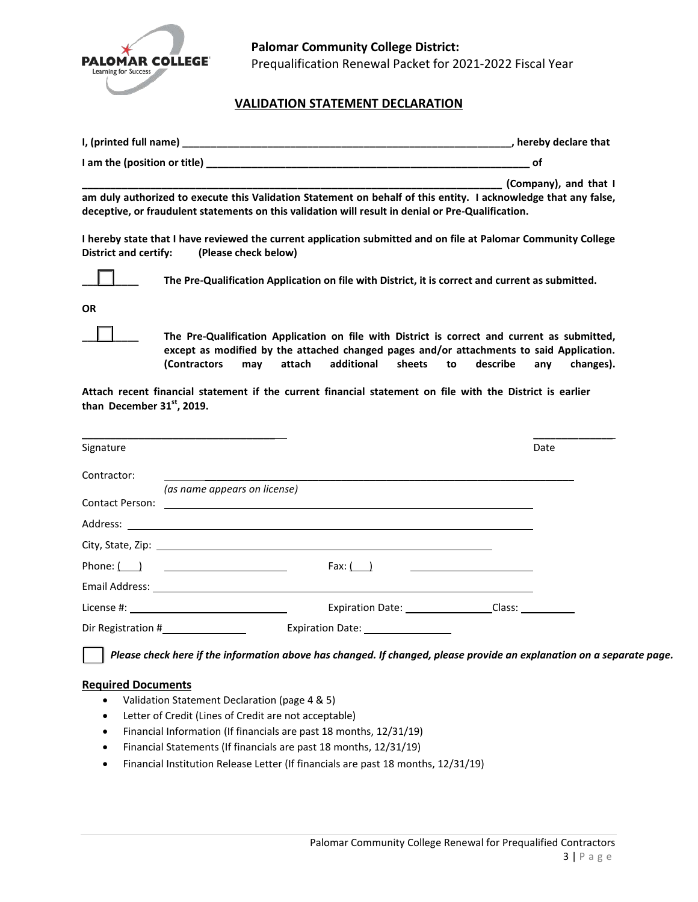**Palomar Community College District:**
Prequalification Renewal Packet for 2021-2022 Fiscal Year

## VALIDATION STATEMENT DECLARATION

**I, (printed full name) ____________________________________________________________, hereby declare that I am the (position or title) __________________________________________________________ of ____________________________________________________________________________ (Company), and that I am duly authorized to execute this Validation Statement on behalf of this entity. I acknowledge that any false, deceptive, or fraudulent statements on this validation will result in denial or Pre-Qualification.**

**I hereby state that I have reviewed the current application submitted and on file at Palomar Community College District and certify: (Please check below)**

☐ **The Pre-Qualification Application on file with District, it is correct and current as submitted.**

**OR**

☐ **The Pre-Qualification Application on file with District is correct and current as submitted, except as modified by the attached changed pages and/or attachments to said Application. (Contractors may attach additional sheets to describe any changes).**

**Attach recent financial statement if the current financial statement on file with the District is earlier than December 31st, 2019.**

____________________________________ ______________
Signature Date

Contractor: ______________________________________________________________________
*(as name appears on license)*

Contact Person: ______________________________________________________________

Address: ______________________________________________________________

City, State, Zip: ______________________________________________________________

Phone: ( ) ______________________ Fax: ( ) ______________________

Email Address: ______________________________________________________________

License #: ______________________ Expiration Date: ______________ Class: __________

Dir Registration # ______________ Expiration Date: ______________

☐ ***Please check here if the information above has changed. If changed, please provide an explanation on a separate page.***

### Required Documents

- Validation Statement Declaration (page 4 & 5)
- Letter of Credit (Lines of Credit are not acceptable)
- Financial Information (If financials are past 18 months, 12/31/19)
- Financial Statements (If financials are past 18 months, 12/31/19)
- Financial Institution Release Letter (If financials are past 18 months, 12/31/19)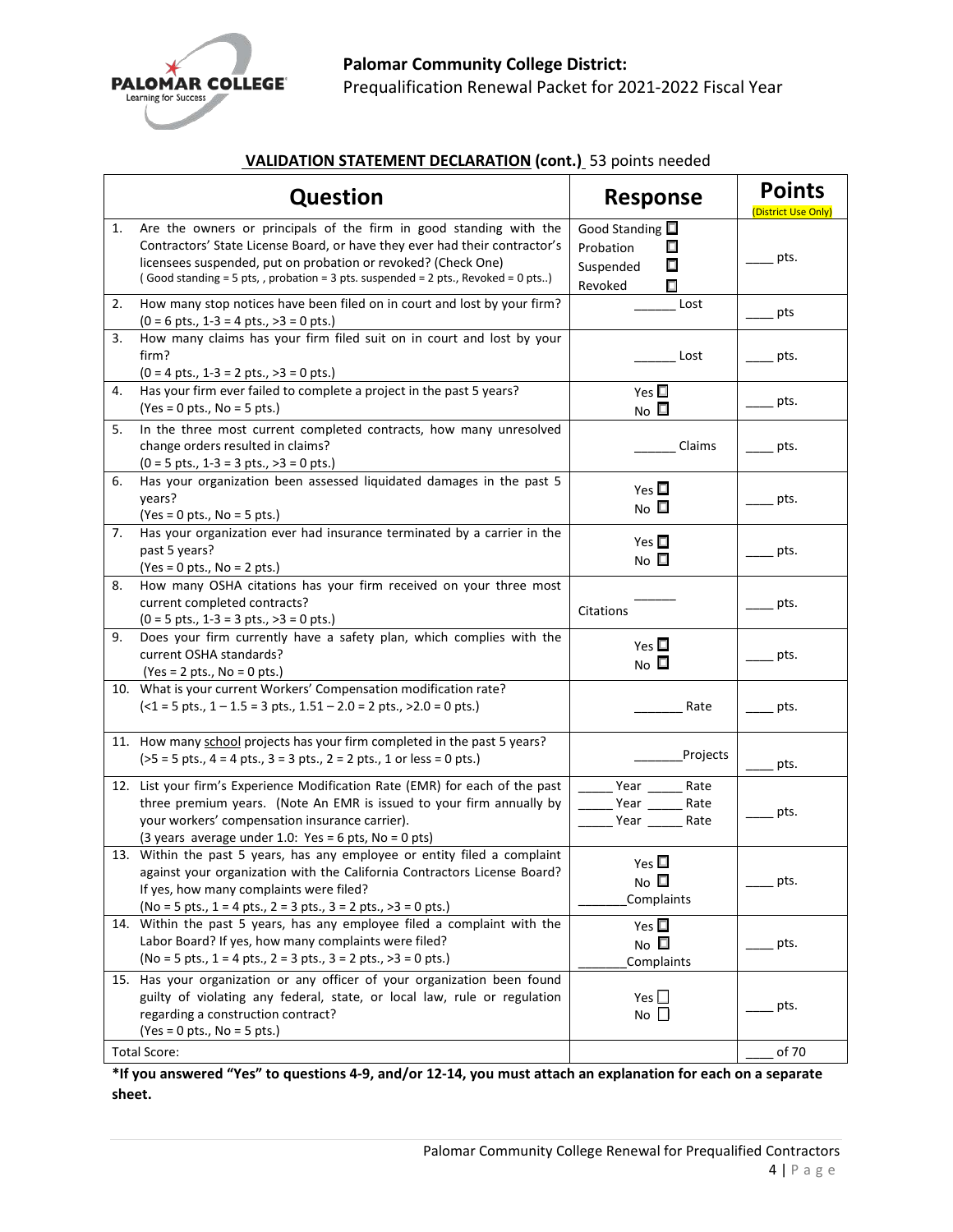**VALIDATION STATEMENT DECLARATION (cont.)** 53 points needed

| Question | Response | Points (District Use Only) |
|---|---|---|
| 1. Are the owners or principals of the firm in good standing with the Contractors' State License Board, or have they ever had their contractor's licensees suspended, put on probation or revoked? (Check One) ( Good standing = 5 pts, , probation = 3 pts. suspended = 2 pts., Revoked = 0 pts..) | Good Standing ☐ Probation ☐ Suspended ☐ Revoked ☐ | ____ pts. |
| 2. How many stop notices have been filed on in court and lost by your firm? (0 = 6 pts., 1-3 = 4 pts., >3 = 0 pts.) | ______ Lost | ____ pts |
| 3. How many claims has your firm filed suit on in court and lost by your firm? (0 = 4 pts., 1-3 = 2 pts., >3 = 0 pts.) | ______ Lost | ____ pts. |
| 4. Has your firm ever failed to complete a project in the past 5 years? (Yes = 0 pts., No = 5 pts.) | Yes ☐ No ☐ | ____ pts. |
| 5. In the three most current completed contracts, how many unresolved change orders resulted in claims? (0 = 5 pts., 1-3 = 3 pts., >3 = 0 pts.) | ______ Claims | ____ pts. |
| 6. Has your organization been assessed liquidated damages in the past 5 years? (Yes = 0 pts., No = 5 pts.) | Yes ☐ No ☐ | ____ pts. |
| 7. Has your organization ever had insurance terminated by a carrier in the past 5 years? (Yes = 0 pts., No = 2 pts.) | Yes ☐ No ☐ | ____ pts. |
| 8. How many OSHA citations has your firm received on your three most current completed contracts? (0 = 5 pts., 1-3 = 3 pts., >3 = 0 pts.) | ______ Citations | ____ pts. |
| 9. Does your firm currently have a safety plan, which complies with the current OSHA standards? (Yes = 2 pts., No = 0 pts.) | Yes ☐ No ☐ | ____ pts. |
| 10. What is your current Workers' Compensation modification rate? (<1 = 5 pts., 1 – 1.5 = 3 pts., 1.51 – 2.0 = 2 pts., >2.0 = 0 pts.) | _______ Rate | ____ pts. |
| 11. How many school projects has your firm completed in the past 5 years? (>5 = 5 pts., 4 = 4 pts., 3 = 3 pts., 2 = 2 pts., 1 or less = 0 pts.) | _______Projects | ____ pts. |
| 12. List your firm's Experience Modification Rate (EMR) for each of the past three premium years. (Note An EMR is issued to your firm annually by your workers' compensation insurance carrier). (3 years average under 1.0: Yes = 6 pts, No = 0 pts) | _____ Year _____ Rate<br>_____ Year _____ Rate<br>_____ Year _____ Rate | ____ pts. |
| 13. Within the past 5 years, has any employee or entity filed a complaint against your organization with the California Contractors License Board? If yes, how many complaints were filed? (No = 5 pts., 1 = 4 pts., 2 = 3 pts., 3 = 2 pts., >3 = 0 pts.) | Yes ☐ No ☐ _______Complaints | ____ pts. |
| 14. Within the past 5 years, has any employee filed a complaint with the Labor Board? If yes, how many complaints were filed? (No = 5 pts., 1 = 4 pts., 2 = 3 pts., 3 = 2 pts., >3 = 0 pts.) | Yes ☐ No ☐ _______Complaints | ____ pts. |
| 15. Has your organization or any officer of your organization been found guilty of violating any federal, state, or local law, rule or regulation regarding a construction contract? (Yes = 0 pts., No = 5 pts.) | Yes ☐ No ☐ | ____ pts. |
| Total Score: | | ____ of 70 |

**\*If you answered "Yes" to questions 4-9, and/or 12-14, you must attach an explanation for each on a separate sheet.**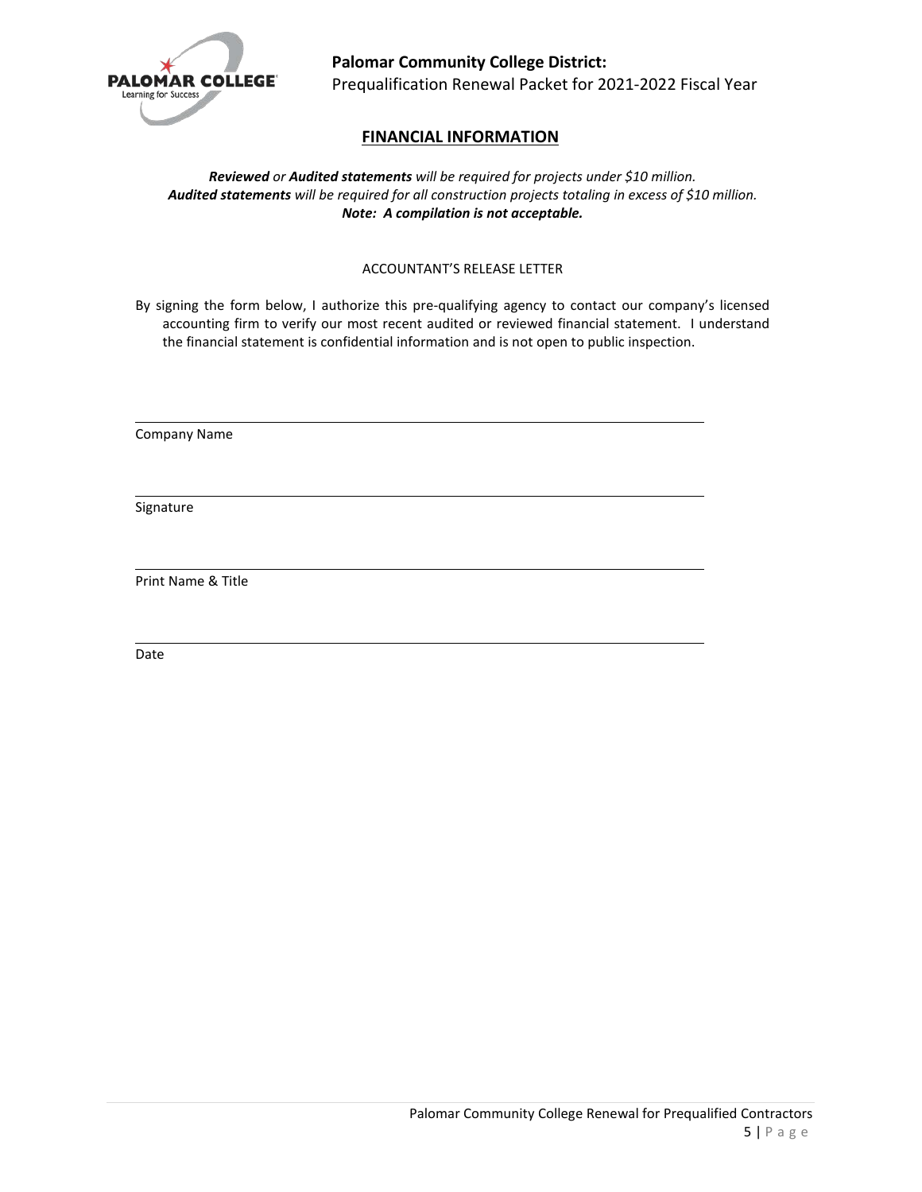## FINANCIAL INFORMATION

***Reviewed** or **Audited statements** will be required for projects under $10 million.*
***Audited statements** will be required for all construction projects totaling in excess of $10 million.*
***Note: A compilation is not acceptable.***

ACCOUNTANT'S RELEASE LETTER

By signing the form below, I authorize this pre-qualifying agency to contact our company's licensed accounting firm to verify our most recent audited or reviewed financial statement. I understand the financial statement is confidential information and is not open to public inspection.

\_\_\_\_\_\_\_\_\_\_\_\_\_\_\_\_\_\_\_\_\_\_\_\_\_\_\_\_\_\_\_\_\_\_\_\_\_\_\_\_
Company Name

\_\_\_\_\_\_\_\_\_\_\_\_\_\_\_\_\_\_\_\_\_\_\_\_\_\_\_\_\_\_\_\_\_\_\_\_\_\_\_\_
Signature

\_\_\_\_\_\_\_\_\_\_\_\_\_\_\_\_\_\_\_\_\_\_\_\_\_\_\_\_\_\_\_\_\_\_\_\_\_\_\_\_
Print Name & Title

\_\_\_\_\_\_\_\_\_\_\_\_\_\_\_\_\_\_\_\_\_\_\_\_\_\_\_\_\_\_\_\_\_\_\_\_\_\_\_\_
Date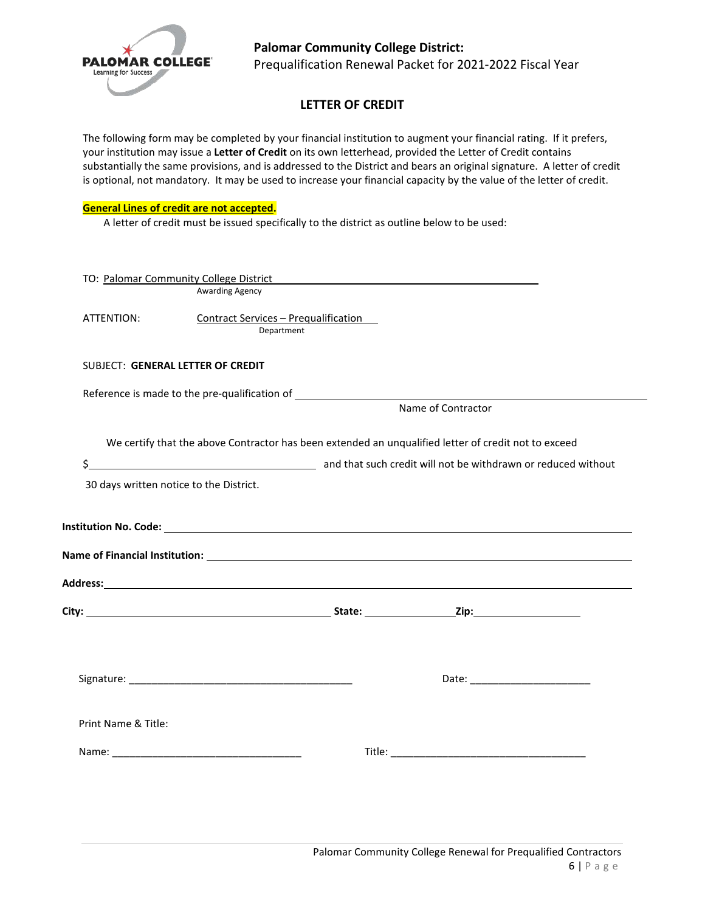# LETTER OF CREDIT

The following form may be completed by your financial institution to augment your financial rating. If it prefers, your institution may issue a **Letter of Credit** on its own letterhead, provided the Letter of Credit contains substantially the same provisions, and is addressed to the District and bears an original signature. A letter of credit is optional, not mandatory. It may be used to increase your financial capacity by the value of the letter of credit.

**General Lines of credit are not accepted.**

A letter of credit must be issued specifically to the district as outline below to be used:

TO: Palomar Community College District
Awarding Agency

ATTENTION: Contract Services – Prequalification
Department

SUBJECT: **GENERAL LETTER OF CREDIT**

Reference is made to the pre-qualification of ______________________________
Name of Contractor

We certify that the above Contractor has been extended an unqualified letter of credit not to exceed $______________________ and that such credit will not be withdrawn or reduced without 30 days written notice to the District.

**Institution No. Code:** ______________________________

**Name of Financial Institution:** ______________________________

**Address:** ______________________________

**City:** ____________________ **State:** __________ **Zip:** __________

Signature: ______________________________ Date: ____________________

Print Name & Title:

Name: ______________________________ Title: ______________________________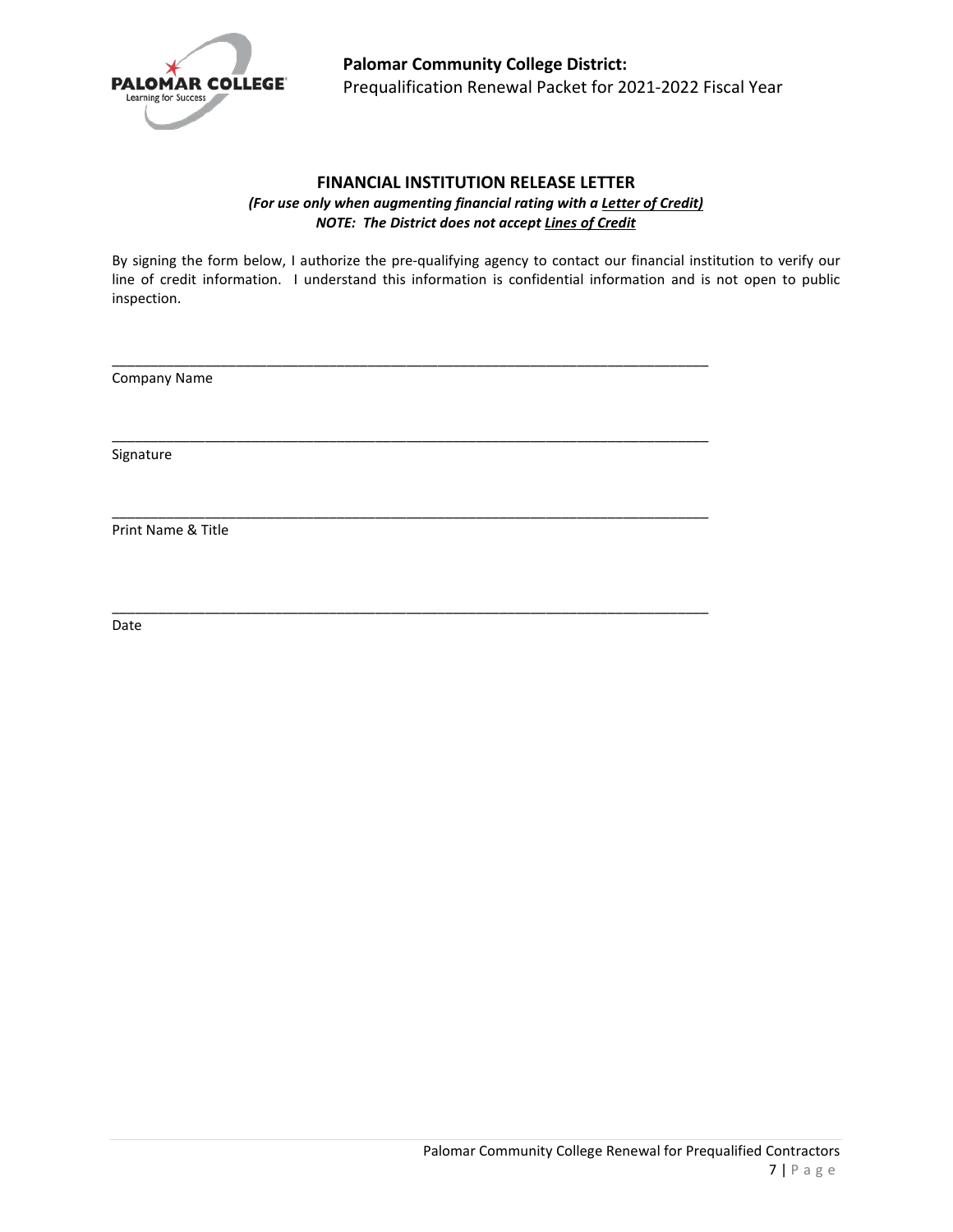## FINANCIAL INSTITUTION RELEASE LETTER

***(For use only when augmenting financial rating with a Letter of Credit)***
***NOTE: The District does not accept Lines of Credit***

By signing the form below, I authorize the pre-qualifying agency to contact our financial institution to verify our line of credit information. I understand this information is confidential information and is not open to public inspection.

\_\_\_\_\_\_\_\_\_\_\_\_\_\_\_\_\_\_\_\_\_\_\_\_\_\_\_\_\_\_\_\_\_\_\_\_\_\_\_\_\_\_\_\_\_\_\_\_\_\_\_\_\_\_\_\_\_\_\_\_\_\_\_\_\_\_\_\_\_\_\_\_\_\_\_\_

Company Name

\_\_\_\_\_\_\_\_\_\_\_\_\_\_\_\_\_\_\_\_\_\_\_\_\_\_\_\_\_\_\_\_\_\_\_\_\_\_\_\_\_\_\_\_\_\_\_\_\_\_\_\_\_\_\_\_\_\_\_\_\_\_\_\_\_\_\_\_\_\_\_\_\_\_\_\_

Signature

\_\_\_\_\_\_\_\_\_\_\_\_\_\_\_\_\_\_\_\_\_\_\_\_\_\_\_\_\_\_\_\_\_\_\_\_\_\_\_\_\_\_\_\_\_\_\_\_\_\_\_\_\_\_\_\_\_\_\_\_\_\_\_\_\_\_\_\_\_\_\_\_\_\_\_\_

Print Name & Title

\_\_\_\_\_\_\_\_\_\_\_\_\_\_\_\_\_\_\_\_\_\_\_\_\_\_\_\_\_\_\_\_\_\_\_\_\_\_\_\_\_\_\_\_\_\_\_\_\_\_\_\_\_\_\_\_\_\_\_\_\_\_\_\_\_\_\_\_\_\_\_\_\_\_\_\_

Date